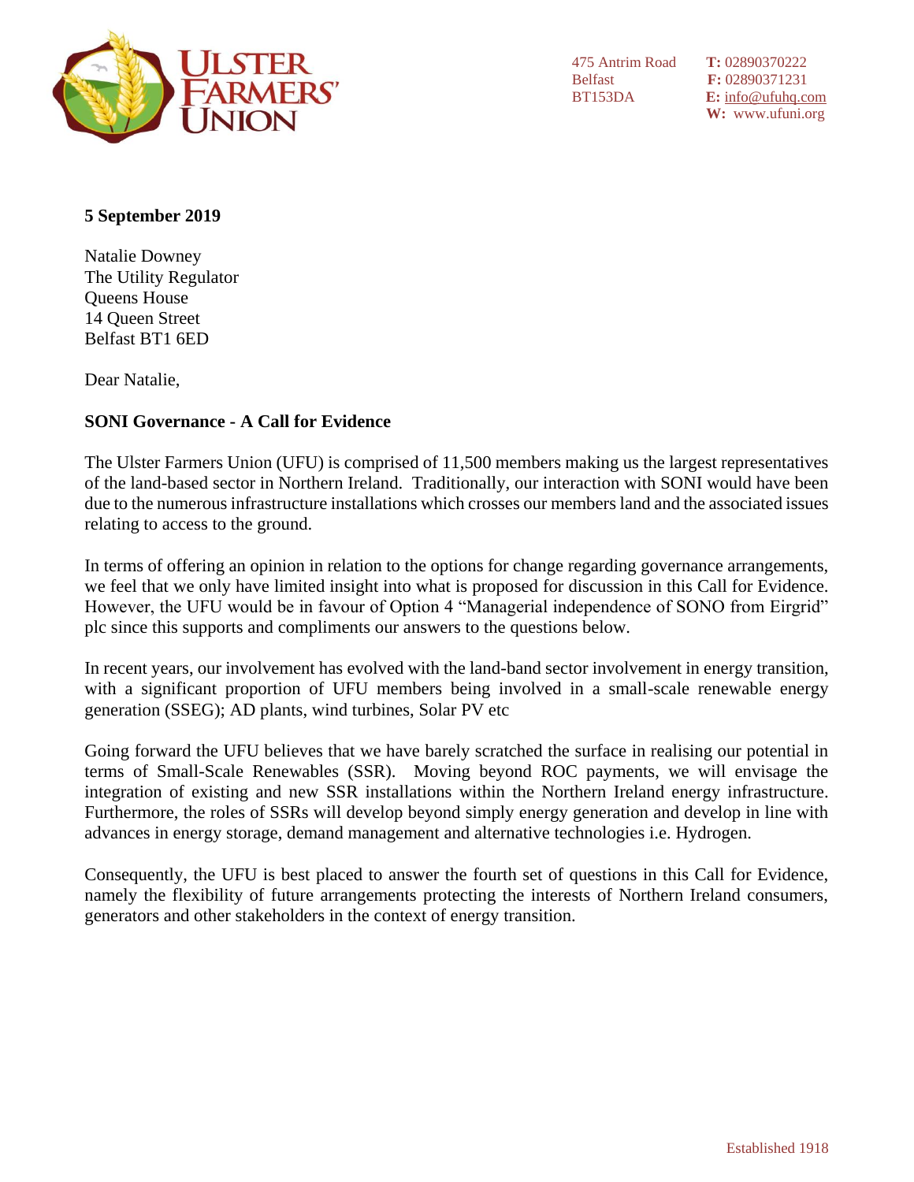Ulster Farmers' Union

475 Antrim Road
Belfast
BT153DA

**T:** 02890370222
**F:** 02890371231
**E:** info@ufuhq.com
**W:** www.ufuni.org

**5 September 2019**

Natalie Downey
The Utility Regulator
Queens House
14 Queen Street
Belfast BT1 6ED

Dear Natalie,

**SONI Governance - A Call for Evidence**

The Ulster Farmers Union (UFU) is comprised of 11,500 members making us the largest representatives of the land-based sector in Northern Ireland. Traditionally, our interaction with SONI would have been due to the numerous infrastructure installations which crosses our members land and the associated issues relating to access to the ground.

In terms of offering an opinion in relation to the options for change regarding governance arrangements, we feel that we only have limited insight into what is proposed for discussion in this Call for Evidence. However, the UFU would be in favour of Option 4 "Managerial independence of SONO from Eirgrid" plc since this supports and compliments our answers to the questions below.

In recent years, our involvement has evolved with the land-band sector involvement in energy transition, with a significant proportion of UFU members being involved in a small-scale renewable energy generation (SSEG); AD plants, wind turbines, Solar PV etc

Going forward the UFU believes that we have barely scratched the surface in realising our potential in terms of Small-Scale Renewables (SSR). Moving beyond ROC payments, we will envisage the integration of existing and new SSR installations within the Northern Ireland energy infrastructure. Furthermore, the roles of SSRs will develop beyond simply energy generation and develop in line with advances in energy storage, demand management and alternative technologies i.e. Hydrogen.

Consequently, the UFU is best placed to answer the fourth set of questions in this Call for Evidence, namely the flexibility of future arrangements protecting the interests of Northern Ireland consumers, generators and other stakeholders in the context of energy transition.

Established 1918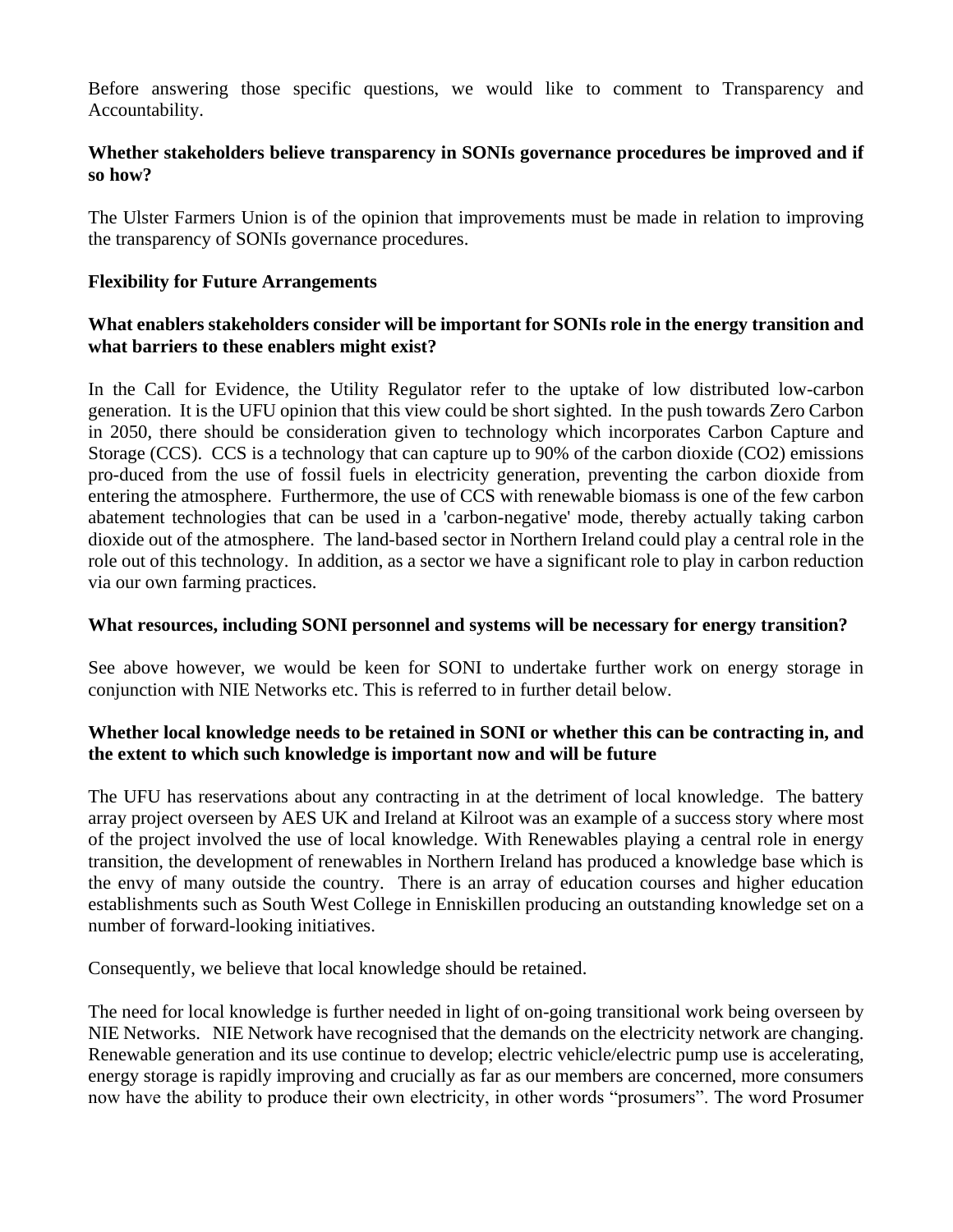Before answering those specific questions, we would like to comment to Transparency and Accountability.

**Whether stakeholders believe transparency in SONIs governance procedures be improved and if so how?**

The Ulster Farmers Union is of the opinion that improvements must be made in relation to improving the transparency of SONIs governance procedures.

**Flexibility for Future Arrangements**

**What enablers stakeholders consider will be important for SONIs role in the energy transition and what barriers to these enablers might exist?**

In the Call for Evidence, the Utility Regulator refer to the uptake of low distributed low-carbon generation. It is the UFU opinion that this view could be short sighted. In the push towards Zero Carbon in 2050, there should be consideration given to technology which incorporates Carbon Capture and Storage (CCS). CCS is a technology that can capture up to 90% of the carbon dioxide ($CO_2$) emissions pro-duced from the use of fossil fuels in electricity generation, preventing the carbon dioxide from entering the atmosphere. Furthermore, the use of CCS with renewable biomass is one of the few carbon abatement technologies that can be used in a 'carbon-negative' mode, thereby actually taking carbon dioxide out of the atmosphere. The land-based sector in Northern Ireland could play a central role in the role out of this technology. In addition, as a sector we have a significant role to play in carbon reduction via our own farming practices.

**What resources, including SONI personnel and systems will be necessary for energy transition?**

See above however, we would be keen for SONI to undertake further work on energy storage in conjunction with NIE Networks etc. This is referred to in further detail below.

**Whether local knowledge needs to be retained in SONI or whether this can be contracting in, and the extent to which such knowledge is important now and will be future**

The UFU has reservations about any contracting in at the detriment of local knowledge. The battery array project overseen by AES UK and Ireland at Kilroot was an example of a success story where most of the project involved the use of local knowledge. With Renewables playing a central role in energy transition, the development of renewables in Northern Ireland has produced a knowledge base which is the envy of many outside the country. There is an array of education courses and higher education establishments such as South West College in Enniskillen producing an outstanding knowledge set on a number of forward-looking initiatives.

Consequently, we believe that local knowledge should be retained.

The need for local knowledge is further needed in light of on-going transitional work being overseen by NIE Networks. NIE Network have recognised that the demands on the electricity network are changing. Renewable generation and its use continue to develop; electric vehicle/electric pump use is accelerating, energy storage is rapidly improving and crucially as far as our members are concerned, more consumers now have the ability to produce their own electricity, in other words "prosumers". The word Prosumer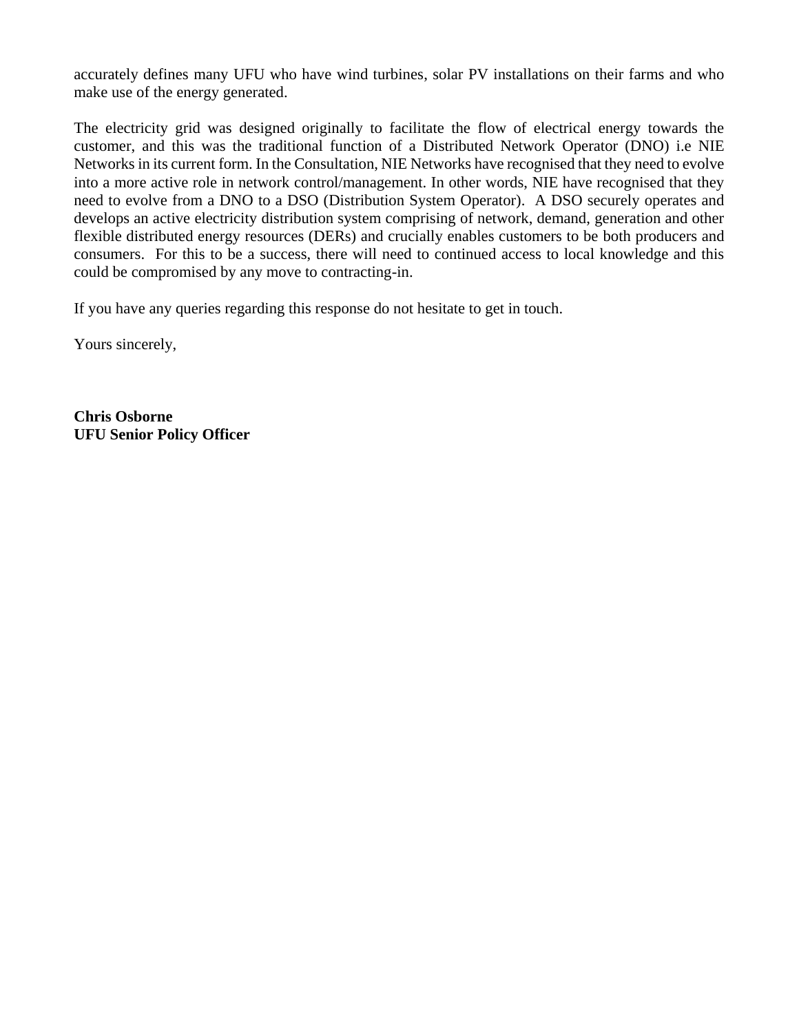accurately defines many UFU who have wind turbines, solar PV installations on their farms and who make use of the energy generated.

The electricity grid was designed originally to facilitate the flow of electrical energy towards the customer, and this was the traditional function of a Distributed Network Operator (DNO) i.e NIE Networks in its current form. In the Consultation, NIE Networks have recognised that they need to evolve into a more active role in network control/management. In other words, NIE have recognised that they need to evolve from a DNO to a DSO (Distribution System Operator). A DSO securely operates and develops an active electricity distribution system comprising of network, demand, generation and other flexible distributed energy resources (DERs) and crucially enables customers to be both producers and consumers. For this to be a success, there will need to continued access to local knowledge and this could be compromised by any move to contracting-in.

If you have any queries regarding this response do not hesitate to get in touch.

Yours sincerely,

**Chris Osborne**
**UFU Senior Policy Officer**